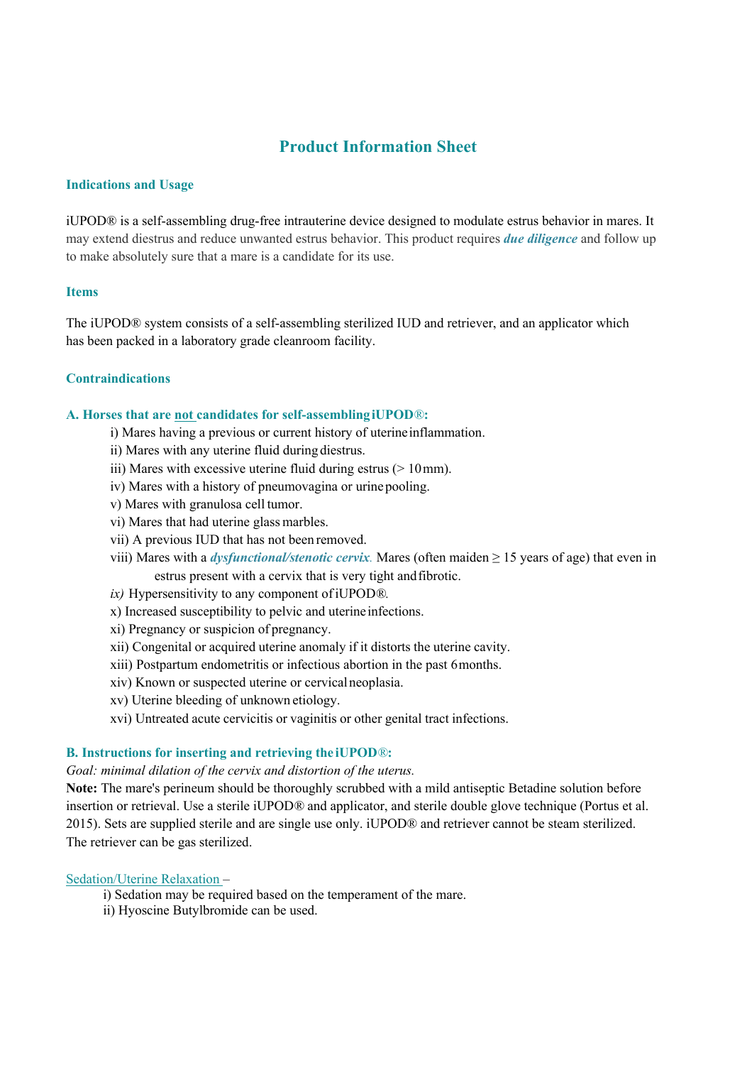# Product Information Sheet

## Indications and Usage

iUPOD® is a self-assembling drug-free intrauterine device designed to modulate estrus behavior in mares. It may extend diestrus and reduce unwanted estrus behavior. This product requires ***due diligence*** and follow up to make absolutely sure that a mare is a candidate for its use.

## Items

The iUPOD® system consists of a self-assembling sterilized IUD and retriever, and an applicator which has been packed in a laboratory grade cleanroom facility.

## Contraindications

### A. Horses that are not candidates for self-assembling iUPOD®:

i) Mares having a previous or current history of uterine inflammation.
ii) Mares with any uterine fluid during diestrus.
iii) Mares with excessive uterine fluid during estrus (> 10 mm).
iv) Mares with a history of pneumovagina or urine pooling.
v) Mares with granulosa cell tumor.
vi) Mares that had uterine glass marbles.
vii) A previous IUD that has not been removed.
viii) Mares with a ***dysfunctional/stenotic cervix.*** Mares (often maiden ≥ 15 years of age) that even in estrus present with a cervix that is very tight and fibrotic.
*ix)* Hypersensitivity to any component of iUPOD®.
x) Increased susceptibility to pelvic and uterine infections.
xi) Pregnancy or suspicion of pregnancy.
xii) Congenital or acquired uterine anomaly if it distorts the uterine cavity.
xiii) Postpartum endometritis or infectious abortion in the past 6 months.
xiv) Known or suspected uterine or cervical neoplasia.
xv) Uterine bleeding of unknown etiology.
xvi) Untreated acute cervicitis or vaginitis or other genital tract infections.

### B. Instructions for inserting and retrieving the iUPOD®:

*Goal: minimal dilation of the cervix and distortion of the uterus.*

**Note:** The mare's perineum should be thoroughly scrubbed with a mild antiseptic Betadine solution before insertion or retrieval. Use a sterile iUPOD® and applicator, and sterile double glove technique (Portus et al. 2015). Sets are supplied sterile and are single use only. iUPOD® and retriever cannot be steam sterilized. The retriever can be gas sterilized.

Sedation/Uterine Relaxation –

i) Sedation may be required based on the temperament of the mare.
ii) Hyoscine Butylbromide can be used.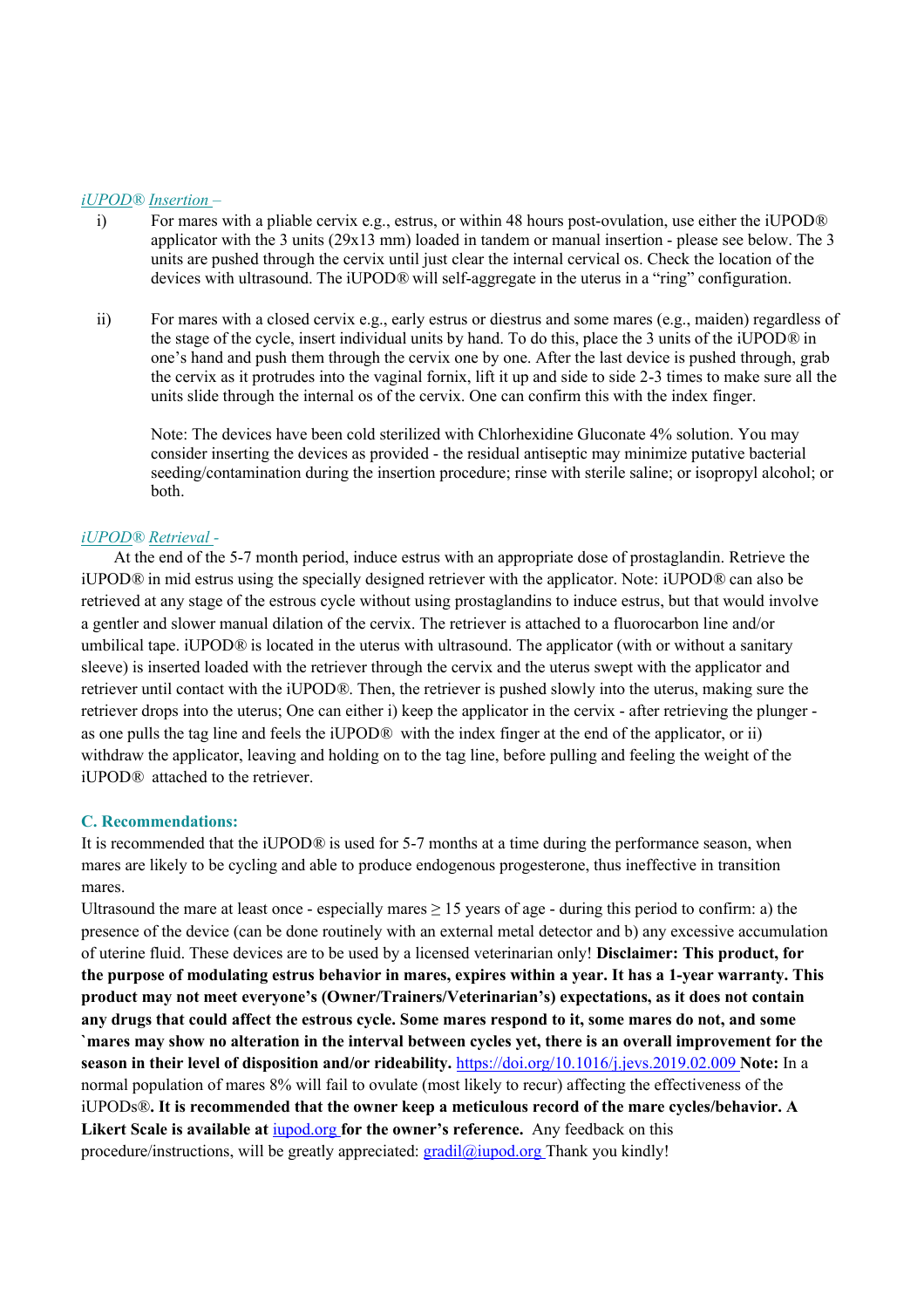*iUPOD® Insertion –*

i) For mares with a pliable cervix e.g., estrus, or within 48 hours post-ovulation, use either the iUPOD® applicator with the 3 units (29x13 mm) loaded in tandem or manual insertion - please see below. The 3 units are pushed through the cervix until just clear the internal cervical os. Check the location of the devices with ultrasound. The iUPOD® will self-aggregate in the uterus in a "ring" configuration.

ii) For mares with a closed cervix e.g., early estrus or diestrus and some mares (e.g., maiden) regardless of the stage of the cycle, insert individual units by hand. To do this, place the 3 units of the iUPOD® in one's hand and push them through the cervix one by one. After the last device is pushed through, grab the cervix as it protrudes into the vaginal fornix, lift it up and side to side 2-3 times to make sure all the units slide through the internal os of the cervix. One can confirm this with the index finger.

Note: The devices have been cold sterilized with Chlorhexidine Gluconate 4% solution. You may consider inserting the devices as provided - the residual antiseptic may minimize putative bacterial seeding/contamination during the insertion procedure; rinse with sterile saline; or isopropyl alcohol; or both.

*iUPOD® Retrieval -*

At the end of the 5-7 month period, induce estrus with an appropriate dose of prostaglandin. Retrieve the iUPOD® in mid estrus using the specially designed retriever with the applicator. Note: iUPOD® can also be retrieved at any stage of the estrous cycle without using prostaglandins to induce estrus, but that would involve a gentler and slower manual dilation of the cervix. The retriever is attached to a fluorocarbon line and/or umbilical tape. iUPOD® is located in the uterus with ultrasound. The applicator (with or without a sanitary sleeve) is inserted loaded with the retriever through the cervix and the uterus swept with the applicator and retriever until contact with the iUPOD®. Then, the retriever is pushed slowly into the uterus, making sure the retriever drops into the uterus; One can either i) keep the applicator in the cervix - after retrieving the plunger - as one pulls the tag line and feels the iUPOD® with the index finger at the end of the applicator, or ii) withdraw the applicator, leaving and holding on to the tag line, before pulling and feeling the weight of the iUPOD® attached to the retriever.

### C. Recommendations:

It is recommended that the iUPOD® is used for 5-7 months at a time during the performance season, when mares are likely to be cycling and able to produce endogenous progesterone, thus ineffective in transition mares.

Ultrasound the mare at least once - especially mares ≥ 15 years of age - during this period to confirm: a) the presence of the device (can be done routinely with an external metal detector and b) any excessive accumulation of uterine fluid. These devices are to be used by a licensed veterinarian only! **Disclaimer: This product, for the purpose of modulating estrus behavior in mares, expires within a year. It has a 1-year warranty. This product may not meet everyone's (Owner/Trainers/Veterinarian's) expectations, as it does not contain any drugs that could affect the estrous cycle. Some mares respond to it, some mares do not, and some `mares may show no alteration in the interval between cycles yet, there is an overall improvement for the season in their level of disposition and/or rideability.** https://doi.org/10.1016/j.jevs.2019.02.009 **Note:** In a normal population of mares 8% will fail to ovulate (most likely to recur) affecting the effectiveness of the iUPODs®**. It is recommended that the owner keep a meticulous record of the mare cycles/behavior. A Likert Scale is available at** iupod.org **for the owner's reference.** Any feedback on this procedure/instructions, will be greatly appreciated: gradil@iupod.org Thank you kindly!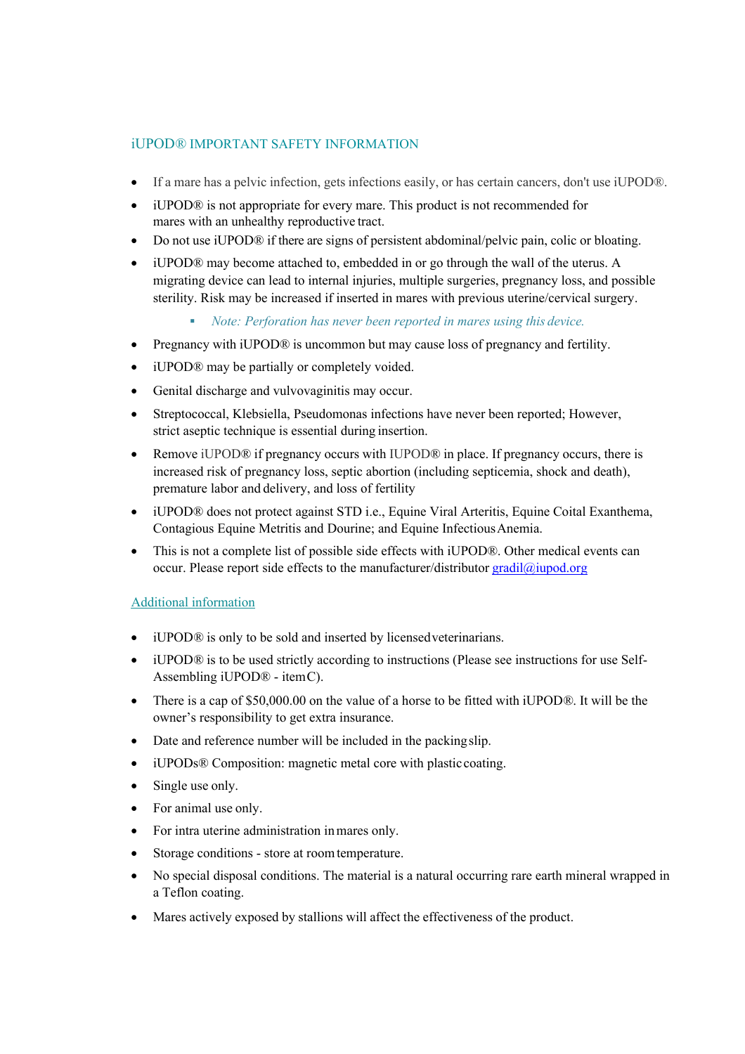## iUPOD® IMPORTANT SAFETY INFORMATION

- If a mare has a pelvic infection, gets infections easily, or has certain cancers, don't use iUPOD®.
- iUPOD® is not appropriate for every mare. This product is not recommended for mares with an unhealthy reproductive tract.
- Do not use iUPOD® if there are signs of persistent abdominal/pelvic pain, colic or bloating.
- iUPOD® may become attached to, embedded in or go through the wall of the uterus. A migrating device can lead to internal injuries, multiple surgeries, pregnancy loss, and possible sterility. Risk may be increased if inserted in mares with previous uterine/cervical surgery.
    - *Note: Perforation has never been reported in mares using this device.*
- Pregnancy with iUPOD® is uncommon but may cause loss of pregnancy and fertility.
- iUPOD® may be partially or completely voided.
- Genital discharge and vulvovaginitis may occur.
- Streptococcal, Klebsiella, Pseudomonas infections have never been reported; However, strict aseptic technique is essential during insertion.
- Remove iUPOD® if pregnancy occurs with IUPOD® in place. If pregnancy occurs, there is increased risk of pregnancy loss, septic abortion (including septicemia, shock and death), premature labor and delivery, and loss of fertility
- iUPOD® does not protect against STD i.e., Equine Viral Arteritis, Equine Coital Exanthema, Contagious Equine Metritis and Dourine; and Equine Infectious Anemia.
- This is not a complete list of possible side effects with iUPOD®. Other medical events can occur. Please report side effects to the manufacturer/distributor gradil@iupod.org

### Additional information

- iUPOD® is only to be sold and inserted by licensed veterinarians.
- iUPOD® is to be used strictly according to instructions (Please see instructions for use Self-Assembling iUPOD® - item C).
- There is a cap of $50,000.00 on the value of a horse to be fitted with iUPOD®. It will be the owner's responsibility to get extra insurance.
- Date and reference number will be included in the packing slip.
- iUPODs® Composition: magnetic metal core with plastic coating.
- Single use only.
- For animal use only.
- For intra uterine administration in mares only.
- Storage conditions - store at room temperature.
- No special disposal conditions. The material is a natural occurring rare earth mineral wrapped in a Teflon coating.
- Mares actively exposed by stallions will affect the effectiveness of the product.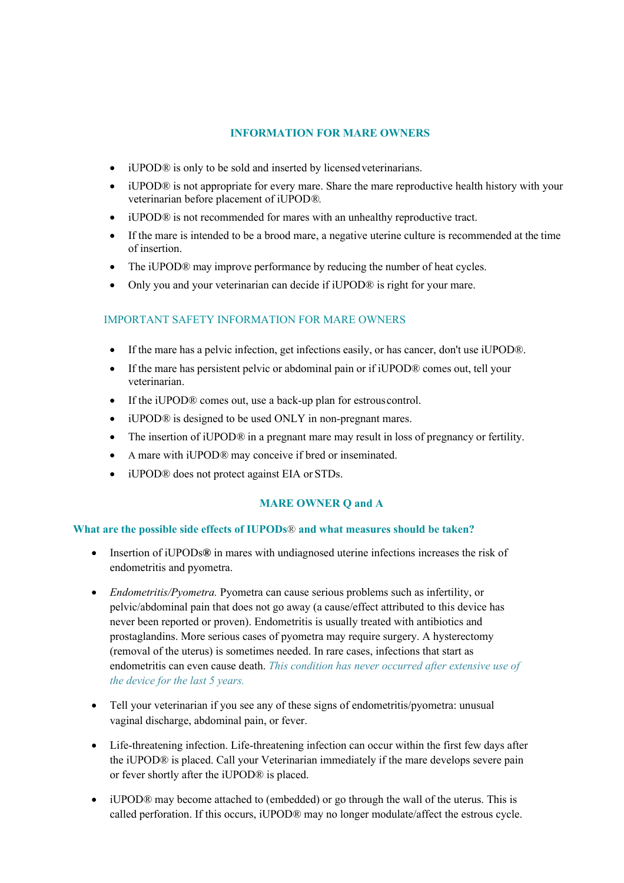## INFORMATION FOR MARE OWNERS

- iUPOD® is only to be sold and inserted by licensed veterinarians.
- iUPOD® is not appropriate for every mare. Share the mare reproductive health history with your veterinarian before placement of iUPOD®.
- iUPOD® is not recommended for mares with an unhealthy reproductive tract.
- If the mare is intended to be a brood mare, a negative uterine culture is recommended at the time of insertion.
- The iUPOD® may improve performance by reducing the number of heat cycles.
- Only you and your veterinarian can decide if iUPOD® is right for your mare.

### IMPORTANT SAFETY INFORMATION FOR MARE OWNERS

- If the mare has a pelvic infection, get infections easily, or has cancer, don't use iUPOD®.
- If the mare has persistent pelvic or abdominal pain or if iUPOD® comes out, tell your veterinarian.
- If the iUPOD® comes out, use a back-up plan for estrous control.
- iUPOD® is designed to be used ONLY in non-pregnant mares.
- The insertion of iUPOD® in a pregnant mare may result in loss of pregnancy or fertility.
- A mare with iUPOD® may conceive if bred or inseminated.
- iUPOD® does not protect against EIA or STDs.

## MARE OWNER Q and A

### What are the possible side effects of IUPODs® and what measures should be taken?

- Insertion of iUPODs**®** in mares with undiagnosed uterine infections increases the risk of endometritis and pyometra.
- *Endometritis/Pyometra.* Pyometra can cause serious problems such as infertility, or pelvic/abdominal pain that does not go away (a cause/effect attributed to this device has never been reported or proven). Endometritis is usually treated with antibiotics and prostaglandins. More serious cases of pyometra may require surgery. A hysterectomy (removal of the uterus) is sometimes needed. In rare cases, infections that start as endometritis can even cause death. *This condition has never occurred after extensive use of the device for the last 5 years.*
- Tell your veterinarian if you see any of these signs of endometritis/pyometra: unusual vaginal discharge, abdominal pain, or fever.
- Life-threatening infection. Life-threatening infection can occur within the first few days after the iUPOD® is placed. Call your Veterinarian immediately if the mare develops severe pain or fever shortly after the iUPOD® is placed.
- iUPOD® may become attached to (embedded) or go through the wall of the uterus. This is called perforation. If this occurs, iUPOD® may no longer modulate/affect the estrous cycle.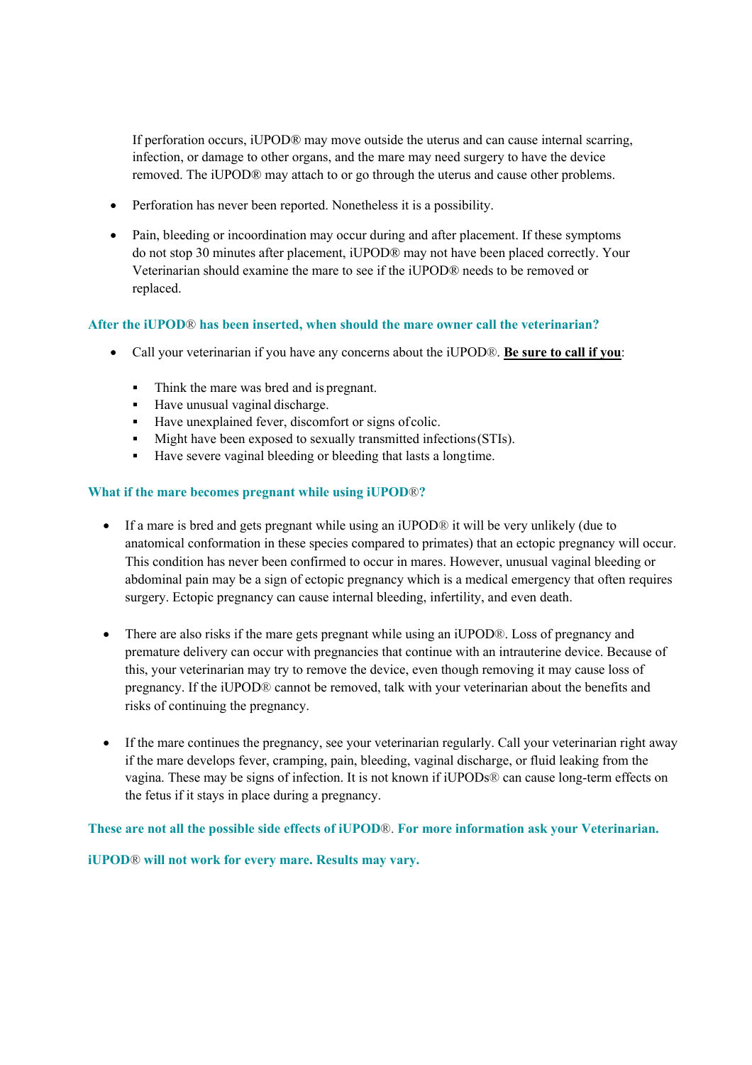If perforation occurs, iUPOD® may move outside the uterus and can cause internal scarring, infection, or damage to other organs, and the mare may need surgery to have the device removed. The iUPOD® may attach to or go through the uterus and cause other problems.

- Perforation has never been reported. Nonetheless it is a possibility.
- Pain, bleeding or incoordination may occur during and after placement. If these symptoms do not stop 30 minutes after placement, iUPOD® may not have been placed correctly. Your Veterinarian should examine the mare to see if the iUPOD® needs to be removed or replaced.

### After the iUPOD® has been inserted, when should the mare owner call the veterinarian?

- Call your veterinarian if you have any concerns about the iUPOD®. **Be sure to call if you**:
  - Think the mare was bred and is pregnant.
  - Have unusual vaginal discharge.
  - Have unexplained fever, discomfort or signs of colic.
  - Might have been exposed to sexually transmitted infections (STIs).
  - Have severe vaginal bleeding or bleeding that lasts a long time.

### What if the mare becomes pregnant while using iUPOD®?

- If a mare is bred and gets pregnant while using an iUPOD® it will be very unlikely (due to anatomical conformation in these species compared to primates) that an ectopic pregnancy will occur. This condition has never been confirmed to occur in mares. However, unusual vaginal bleeding or abdominal pain may be a sign of ectopic pregnancy which is a medical emergency that often requires surgery. Ectopic pregnancy can cause internal bleeding, infertility, and even death.

- There are also risks if the mare gets pregnant while using an iUPOD®. Loss of pregnancy and premature delivery can occur with pregnancies that continue with an intrauterine device. Because of this, your veterinarian may try to remove the device, even though removing it may cause loss of pregnancy. If the iUPOD® cannot be removed, talk with your veterinarian about the benefits and risks of continuing the pregnancy.

- If the mare continues the pregnancy, see your veterinarian regularly. Call your veterinarian right away if the mare develops fever, cramping, pain, bleeding, vaginal discharge, or fluid leaking from the vagina. These may be signs of infection. It is not known if iUPODs® can cause long-term effects on the fetus if it stays in place during a pregnancy.

**These are not all the possible side effects of iUPOD®. For more information ask your Veterinarian.**

**iUPOD® will not work for every mare. Results may vary.**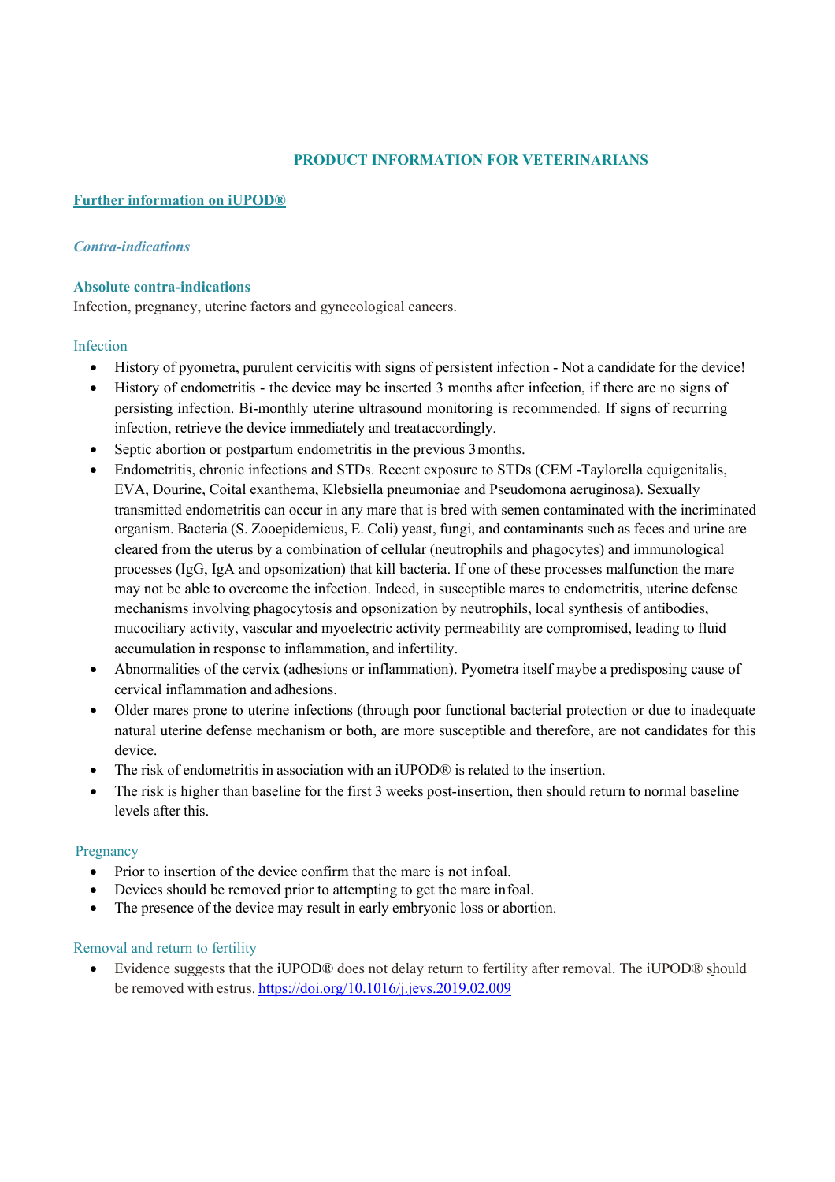## PRODUCT INFORMATION FOR VETERINARIANS

**Further information on iUPOD®**

### *Contra-indications*

#### Absolute contra-indications

Infection, pregnancy, uterine factors and gynecological cancers.

##### Infection

- History of pyometra, purulent cervicitis with signs of persistent infection - Not a candidate for the device!
- History of endometritis - the device may be inserted 3 months after infection, if there are no signs of persisting infection. Bi-monthly uterine ultrasound monitoring is recommended. If signs of recurring infection, retrieve the device immediately and treat accordingly.
- Septic abortion or postpartum endometritis in the previous 3 months.
- Endometritis, chronic infections and STDs. Recent exposure to STDs (CEM -Taylorella equigenitalis, EVA, Dourine, Coital exanthema, Klebsiella pneumoniae and Pseudomona aeruginosa). Sexually transmitted endometritis can occur in any mare that is bred with semen contaminated with the incriminated organism. Bacteria (S. Zooepidemicus, E. Coli) yeast, fungi, and contaminants such as feces and urine are cleared from the uterus by a combination of cellular (neutrophils and phagocytes) and immunological processes (IgG, IgA and opsonization) that kill bacteria. If one of these processes malfunction the mare may not be able to overcome the infection. Indeed, in susceptible mares to endometritis, uterine defense mechanisms involving phagocytosis and opsonization by neutrophils, local synthesis of antibodies, mucociliary activity, vascular and myoelectric activity permeability are compromised, leading to fluid accumulation in response to inflammation, and infertility.
- Abnormalities of the cervix (adhesions or inflammation). Pyometra itself maybe a predisposing cause of cervical inflammation and adhesions.
- Older mares prone to uterine infections (through poor functional bacterial protection or due to inadequate natural uterine defense mechanism or both, are more susceptible and therefore, are not candidates for this device.
- The risk of endometritis in association with an iUPOD® is related to the insertion.
- The risk is higher than baseline for the first 3 weeks post-insertion, then should return to normal baseline levels after this.

##### Pregnancy

- Prior to insertion of the device confirm that the mare is not in foal.
- Devices should be removed prior to attempting to get the mare in foal.
- The presence of the device may result in early embryonic loss or abortion.

##### Removal and return to fertility

- Evidence suggests that the iUPOD® does not delay return to fertility after removal. The iUPOD® should be removed with estrus. https://doi.org/10.1016/j.jevs.2019.02.009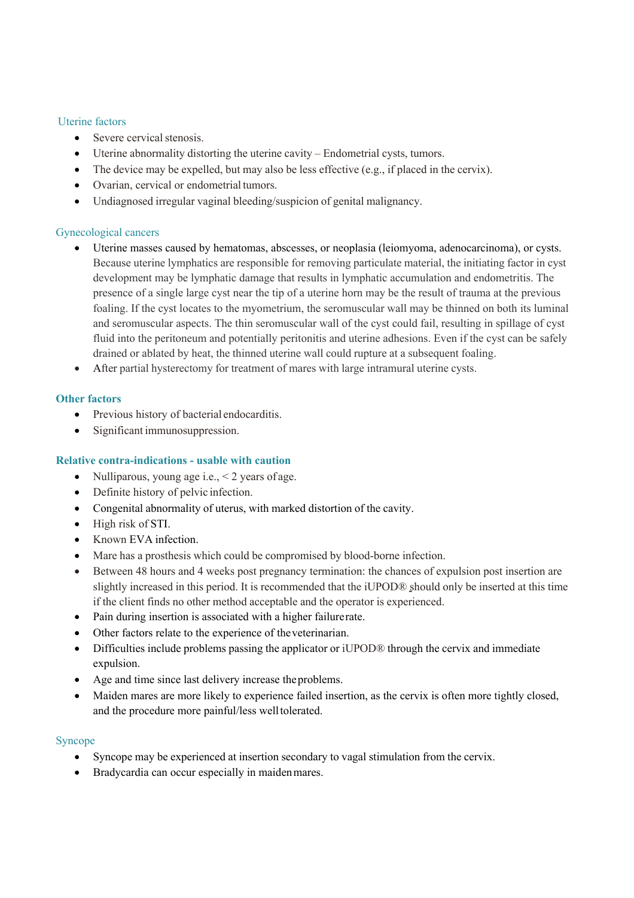### Uterine factors

- Severe cervical stenosis.
- Uterine abnormality distorting the uterine cavity – Endometrial cysts, tumors.
- The device may be expelled, but may also be less effective (e.g., if placed in the cervix).
- Ovarian, cervical or endometrial tumors.
- Undiagnosed irregular vaginal bleeding/suspicion of genital malignancy.

### Gynecological cancers

- Uterine masses caused by hematomas, abscesses, or neoplasia (leiomyoma, adenocarcinoma), or cysts. Because uterine lymphatics are responsible for removing particulate material, the initiating factor in cyst development may be lymphatic damage that results in lymphatic accumulation and endometritis. The presence of a single large cyst near the tip of a uterine horn may be the result of trauma at the previous foaling. If the cyst locates to the myometrium, the seromuscular wall may be thinned on both its luminal and seromuscular aspects. The thin seromuscular wall of the cyst could fail, resulting in spillage of cyst fluid into the peritoneum and potentially peritonitis and uterine adhesions. Even if the cyst can be safely drained or ablated by heat, the thinned uterine wall could rupture at a subsequent foaling.
- After partial hysterectomy for treatment of mares with large intramural uterine cysts.

### **Other factors**

- Previous history of bacterial endocarditis.
- Significant immunosuppression.

### **Relative contra-indications - usable with caution**

- Nulliparous, young age i.e., < 2 years of age.
- Definite history of pelvic infection.
- Congenital abnormality of uterus, with marked distortion of the cavity.
- High risk of STI.
- Known EVA infection.
- Mare has a prosthesis which could be compromised by blood-borne infection.
- Between 48 hours and 4 weeks post pregnancy termination: the chances of expulsion post insertion are slightly increased in this period. It is recommended that the iUPOD® should only be inserted at this time if the client finds no other method acceptable and the operator is experienced.
- Pain during insertion is associated with a higher failure rate.
- Other factors relate to the experience of the veterinarian.
- Difficulties include problems passing the applicator or iUPOD® through the cervix and immediate expulsion.
- Age and time since last delivery increase the problems.
- Maiden mares are more likely to experience failed insertion, as the cervix is often more tightly closed, and the procedure more painful/less well tolerated.

### Syncope

- Syncope may be experienced at insertion secondary to vagal stimulation from the cervix.
- Bradycardia can occur especially in maiden mares.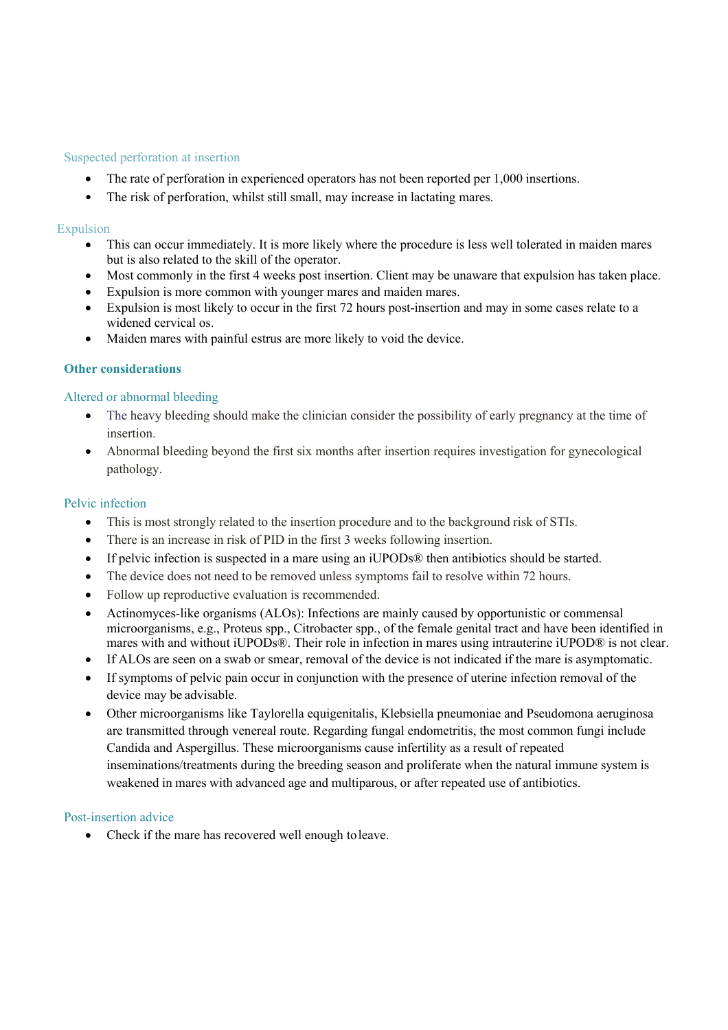### Suspected perforation at insertion

- The rate of perforation in experienced operators has not been reported per 1,000 insertions.
- The risk of perforation, whilst still small, may increase in lactating mares.

### Expulsion

- This can occur immediately. It is more likely where the procedure is less well tolerated in maiden mares but is also related to the skill of the operator.
- Most commonly in the first 4 weeks post insertion. Client may be unaware that expulsion has taken place.
- Expulsion is more common with younger mares and maiden mares.
- Expulsion is most likely to occur in the first 72 hours post-insertion and may in some cases relate to a widened cervical os.
- Maiden mares with painful estrus are more likely to void the device.

## Other considerations

### Altered or abnormal bleeding

- The heavy bleeding should make the clinician consider the possibility of early pregnancy at the time of insertion.
- Abnormal bleeding beyond the first six months after insertion requires investigation for gynecological pathology.

### Pelvic infection

- This is most strongly related to the insertion procedure and to the background risk of STIs.
- There is an increase in risk of PID in the first 3 weeks following insertion.
- If pelvic infection is suspected in a mare using an iUPODs® then antibiotics should be started.
- The device does not need to be removed unless symptoms fail to resolve within 72 hours.
- Follow up reproductive evaluation is recommended.
- Actinomyces-like organisms (ALOs): Infections are mainly caused by opportunistic or commensal microorganisms, e.g., Proteus spp., Citrobacter spp., of the female genital tract and have been identified in mares with and without iUPODs®. Their role in infection in mares using intrauterine iUPOD® is not clear.
- If ALOs are seen on a swab or smear, removal of the device is not indicated if the mare is asymptomatic.
- If symptoms of pelvic pain occur in conjunction with the presence of uterine infection removal of the device may be advisable.
- Other microorganisms like Taylorella equigenitalis, Klebsiella pneumoniae and Pseudomona aeruginosa are transmitted through venereal route. Regarding fungal endometritis, the most common fungi include Candida and Aspergillus. These microorganisms cause infertility as a result of repeated inseminations/treatments during the breeding season and proliferate when the natural immune system is weakened in mares with advanced age and multiparous, or after repeated use of antibiotics.

### Post-insertion advice

- Check if the mare has recovered well enough to leave.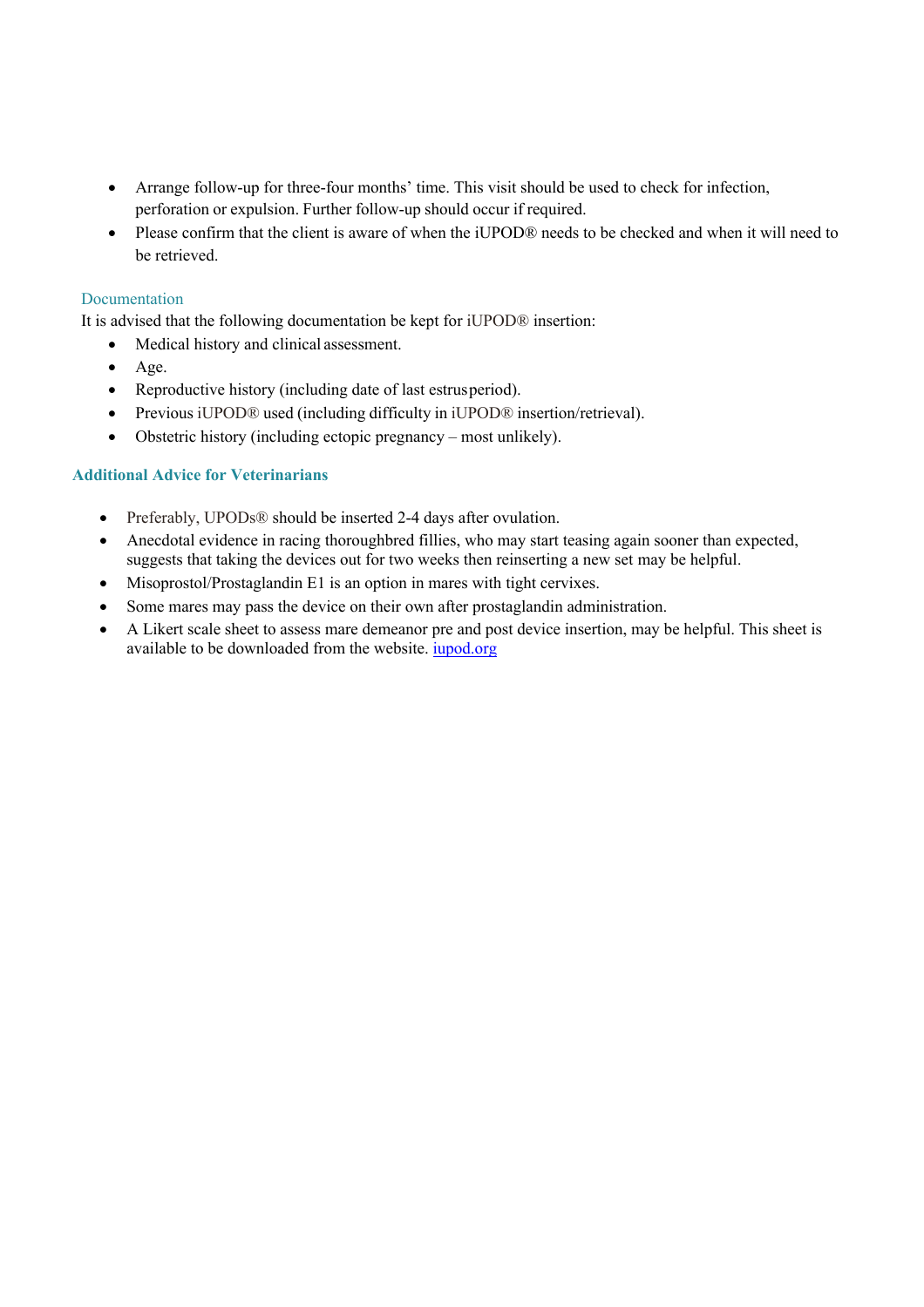- Arrange follow-up for three-four months' time. This visit should be used to check for infection, perforation or expulsion. Further follow-up should occur if required.
- Please confirm that the client is aware of when the iUPOD® needs to be checked and when it will need to be retrieved.

## Documentation

It is advised that the following documentation be kept for iUPOD® insertion:

- Medical history and clinical assessment.
- Age.
- Reproductive history (including date of last estrus period).
- Previous iUPOD® used (including difficulty in iUPOD® insertion/retrieval).
- Obstetric history (including ectopic pregnancy – most unlikely).

## Additional Advice for Veterinarians

- Preferably, UPODs® should be inserted 2-4 days after ovulation.
- Anecdotal evidence in racing thoroughbred fillies, who may start teasing again sooner than expected, suggests that taking the devices out for two weeks then reinserting a new set may be helpful.
- Misoprostol/Prostaglandin E1 is an option in mares with tight cervixes.
- Some mares may pass the device on their own after prostaglandin administration.
- A Likert scale sheet to assess mare demeanor pre and post device insertion, may be helpful. This sheet is available to be downloaded from the website. [iupod.org](iupod.org)